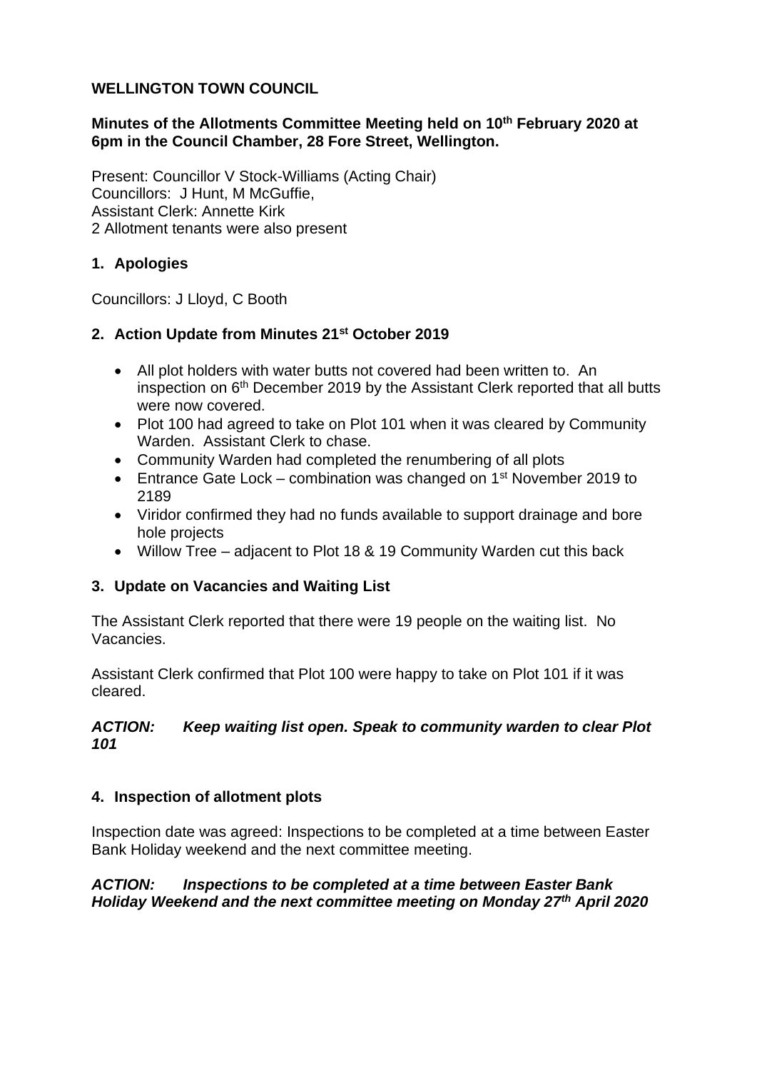**WELLINGTON TOWN COUNCIL**

**Minutes of the Allotments Committee Meeting held on 10th February 2020 at 6pm in the Council Chamber, 28 Fore Street, Wellington.**

Present: Councillor V Stock-Williams (Acting Chair)
Councillors: J Hunt, M McGuffie,
Assistant Clerk: Annette Kirk
2 Allotment tenants were also present

## 1. Apologies

Councillors: J Lloyd, C Booth

## 2. Action Update from Minutes 21st October 2019

- All plot holders with water butts not covered had been written to. An inspection on 6th December 2019 by the Assistant Clerk reported that all butts were now covered.
- Plot 100 had agreed to take on Plot 101 when it was cleared by Community Warden. Assistant Clerk to chase.
- Community Warden had completed the renumbering of all plots
- Entrance Gate Lock – combination was changed on 1st November 2019 to 2189
- Viridor confirmed they had no funds available to support drainage and bore hole projects
- Willow Tree – adjacent to Plot 18 & 19 Community Warden cut this back

## 3. Update on Vacancies and Waiting List

The Assistant Clerk reported that there were 19 people on the waiting list. No Vacancies.

Assistant Clerk confirmed that Plot 100 were happy to take on Plot 101 if it was cleared.

***ACTION: Keep waiting list open. Speak to community warden to clear Plot 101***

## 4. Inspection of allotment plots

Inspection date was agreed: Inspections to be completed at a time between Easter Bank Holiday weekend and the next committee meeting.

***ACTION: Inspections to be completed at a time between Easter Bank Holiday Weekend and the next committee meeting on Monday 27th April 2020***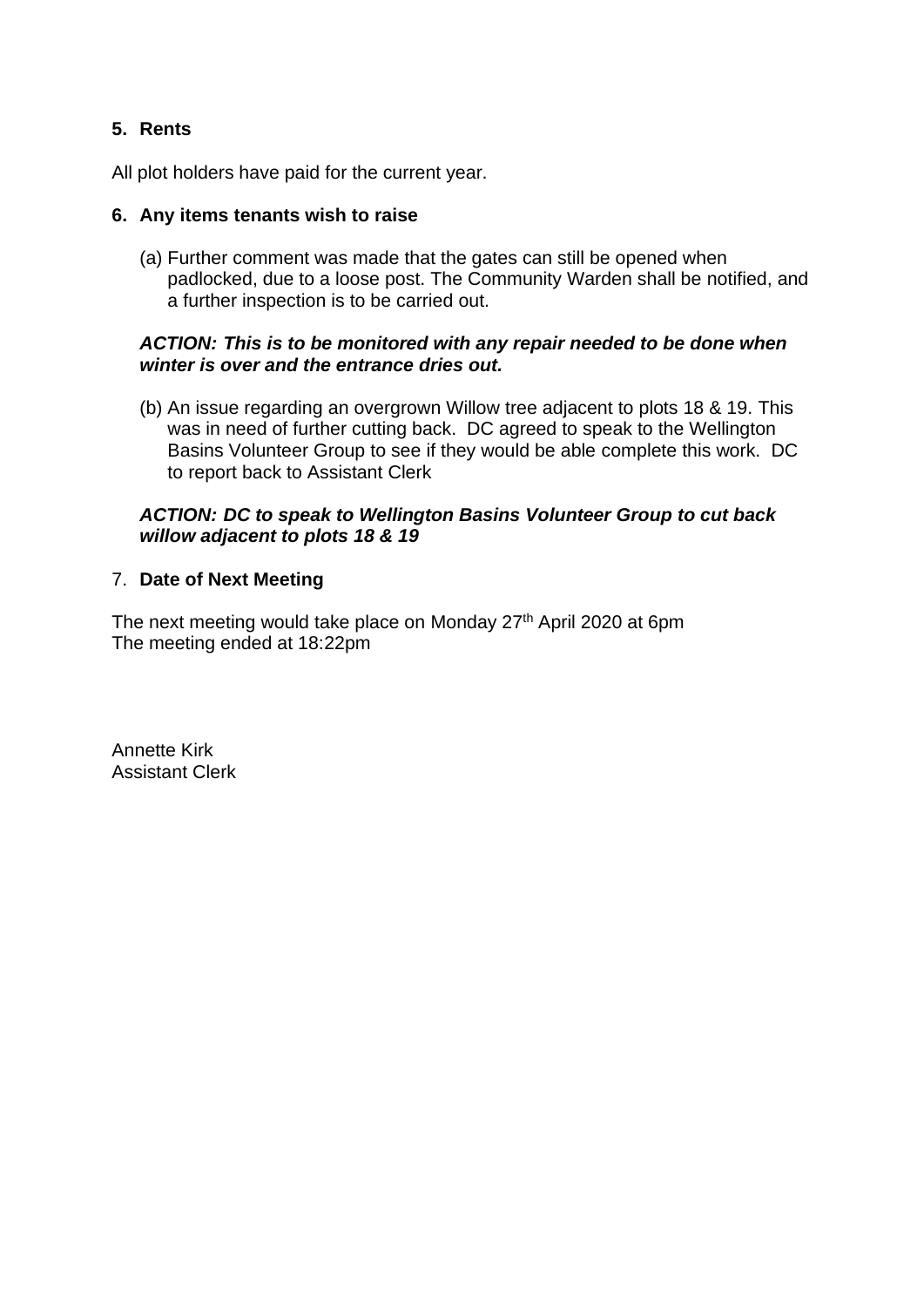**5. Rents**

All plot holders have paid for the current year.

**6. Any items tenants wish to raise**

(a) Further comment was made that the gates can still be opened when padlocked, due to a loose post. The Community Warden shall be notified, and a further inspection is to be carried out.

***ACTION: This is to be monitored with any repair needed to be done when winter is over and the entrance dries out.***

(b) An issue regarding an overgrown Willow tree adjacent to plots 18 & 19. This was in need of further cutting back. DC agreed to speak to the Wellington Basins Volunteer Group to see if they would be able complete this work. DC to report back to Assistant Clerk

***ACTION: DC to speak to Wellington Basins Volunteer Group to cut back willow adjacent to plots 18 & 19***

7. **Date of Next Meeting**

The next meeting would take place on Monday 27th April 2020 at 6pm
The meeting ended at 18:22pm

Annette Kirk
Assistant Clerk